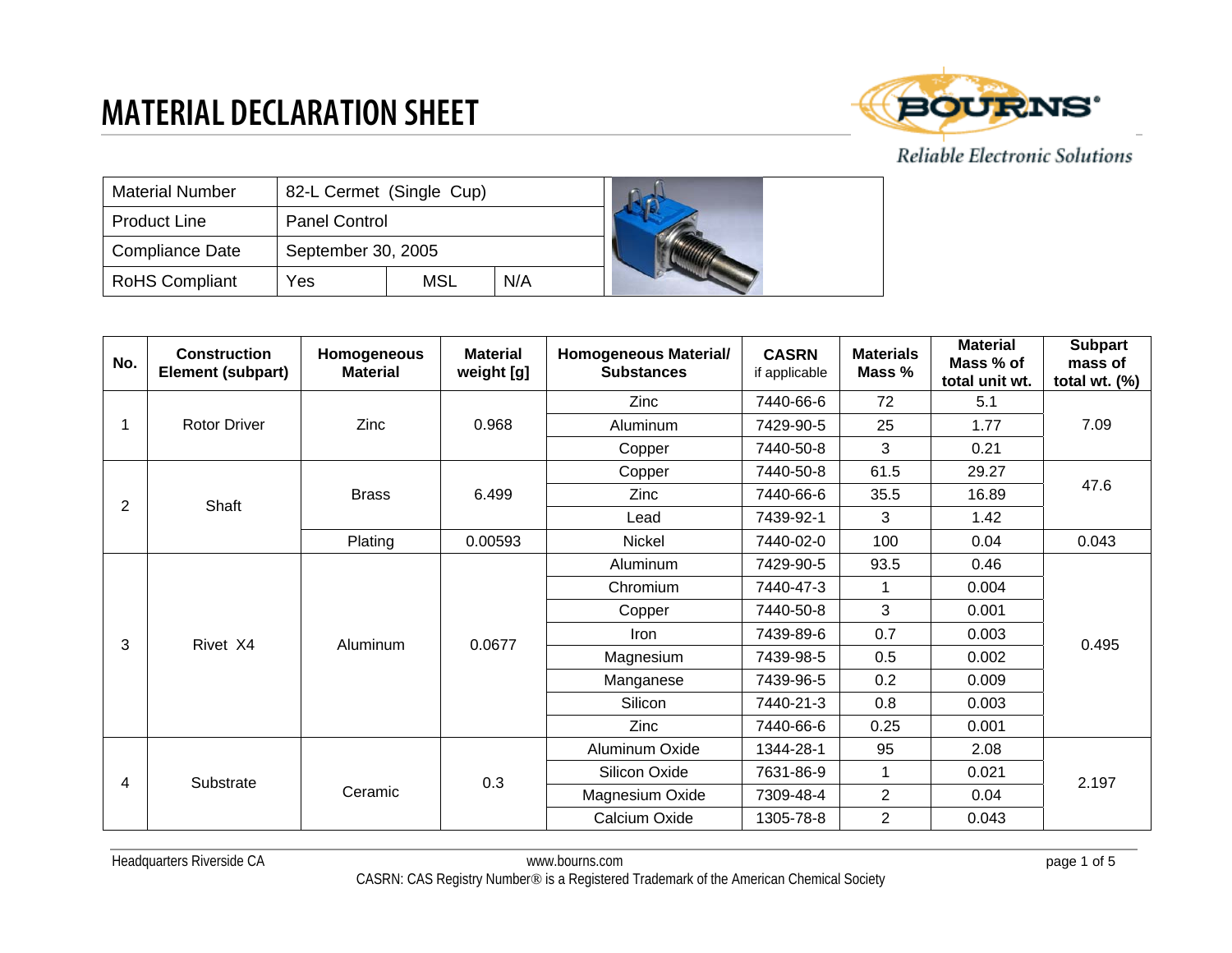# MATERIAL DECLARATION SHEET

Reliable Electronic Solutions

| Material Number | 82-L Cermet (Single Cup) | | |
|---|---|---|---|
| Product Line | Panel Control | | |
| Compliance Date | September 30, 2005 | | |
| RoHS Compliant | Yes | MSL | N/A |

| No. | Construction Element (subpart) | Homogeneous Material | Material weight [g] | Homogeneous Material/ Substances | CASRN if applicable | Materials Mass % | Material Mass % of total unit wt. | Subpart mass of total wt. (%) |
|---|---|---|---|---|---|---|---|---|
| 1 | Rotor Driver | Zinc | 0.968 | Zinc | 7440-66-6 | 72 | 5.1 | 7.09 |
| | | | | Aluminum | 7429-90-5 | 25 | 1.77 | |
| | | | | Copper | 7440-50-8 | 3 | 0.21 | |
| 2 | Shaft | Brass | 6.499 | Copper | 7440-50-8 | 61.5 | 29.27 | 47.6 |
| | | | | Zinc | 7440-66-6 | 35.5 | 16.89 | |
| | | | | Lead | 7439-92-1 | 3 | 1.42 | |
| | | Plating | 0.00593 | Nickel | 7440-02-0 | 100 | 0.04 | 0.043 |
| 3 | Rivet X4 | Aluminum | 0.0677 | Aluminum | 7429-90-5 | 93.5 | 0.46 | 0.495 |
| | | | | Chromium | 7440-47-3 | 1 | 0.004 | |
| | | | | Copper | 7440-50-8 | 3 | 0.001 | |
| | | | | Iron | 7439-89-6 | 0.7 | 0.003 | |
| | | | | Magnesium | 7439-98-5 | 0.5 | 0.002 | |
| | | | | Manganese | 7439-96-5 | 0.2 | 0.009 | |
| | | | | Silicon | 7440-21-3 | 0.8 | 0.003 | |
| | | | | Zinc | 7440-66-6 | 0.25 | 0.001 | |
| 4 | Substrate | Ceramic | 0.3 | Aluminum Oxide | 1344-28-1 | 95 | 2.08 | 2.197 |
| | | | | Silicon Oxide | 7631-86-9 | 1 | 0.021 | |
| | | | | Magnesium Oxide | 7309-48-4 | 2 | 0.04 | |
| | | | | Calcium Oxide | 1305-78-8 | 2 | 0.043 | |

Headquarters Riverside CA www.bourns.com

CASRN: CAS Registry Number® is a Registered Trademark of the American Chemical Society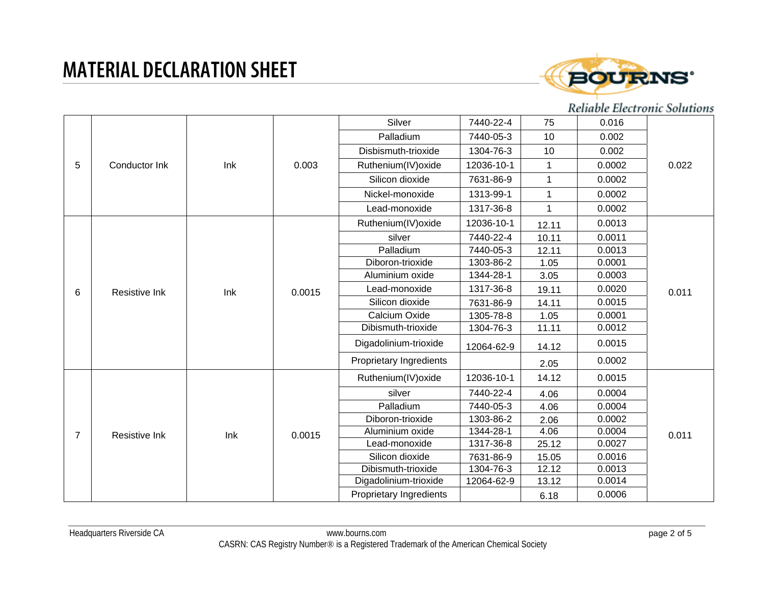# MATERIAL DECLARATION SHEET

| | | | | | | | | |
|---|---|---|---|---|---|---|---|---|
| 5 | Conductor Ink | Ink | 0.003 | Silver | 7440-22-4 | 75 | 0.016 | 0.022 |
| | | | | Palladium | 7440-05-3 | 10 | 0.002 | |
| | | | | Disbismuth-trioxide | 1304-76-3 | 10 | 0.002 | |
| | | | | Ruthenium(IV)oxide | 12036-10-1 | 1 | 0.0002 | |
| | | | | Silicon dioxide | 7631-86-9 | 1 | 0.0002 | |
| | | | | Nickel-monoxide | 1313-99-1 | 1 | 0.0002 | |
| | | | | Lead-monoxide | 1317-36-8 | 1 | 0.0002 | |
| 6 | Resistive Ink | Ink | 0.0015 | Ruthenium(IV)oxide | 12036-10-1 | 12.11 | 0.0013 | 0.011 |
| | | | | silver | 7440-22-4 | 10.11 | 0.0011 | |
| | | | | Palladium | 7440-05-3 | 12.11 | 0.0013 | |
| | | | | Diboron-trioxide | 1303-86-2 | 1.05 | 0.0001 | |
| | | | | Aluminium oxide | 1344-28-1 | 3.05 | 0.0003 | |
| | | | | Lead-monoxide | 1317-36-8 | 19.11 | 0.0020 | |
| | | | | Silicon dioxide | 7631-86-9 | 14.11 | 0.0015 | |
| | | | | Calcium Oxide | 1305-78-8 | 1.05 | 0.0001 | |
| | | | | Dibismuth-trioxide | 1304-76-3 | 11.11 | 0.0012 | |
| | | | | Digadolinium-trioxide | 12064-62-9 | 14.12 | 0.0015 | |
| | | | | Proprietary Ingredients | | 2.05 | 0.0002 | |
| 7 | Resistive Ink | Ink | 0.0015 | Ruthenium(IV)oxide | 12036-10-1 | 14.12 | 0.0015 | 0.011 |
| | | | | silver | 7440-22-4 | 4.06 | 0.0004 | |
| | | | | Palladium | 7440-05-3 | 4.06 | 0.0004 | |
| | | | | Diboron-trioxide | 1303-86-2 | 2.06 | 0.0002 | |
| | | | | Aluminium oxide | 1344-28-1 | 4.06 | 0.0004 | |
| | | | | Lead-monoxide | 1317-36-8 | 25.12 | 0.0027 | |
| | | | | Silicon dioxide | 7631-86-9 | 15.05 | 0.0016 | |
| | | | | Dibismuth-trioxide | 1304-76-3 | 12.12 | 0.0013 | |
| | | | | Digadolinium-trioxide | 12064-62-9 | 13.12 | 0.0014 | |
| | | | | Proprietary Ingredients | | 6.18 | 0.0006 | |

Headquarters Riverside CA www.bourns.com

CASRN: CAS Registry Number® is a Registered Trademark of the American Chemical Society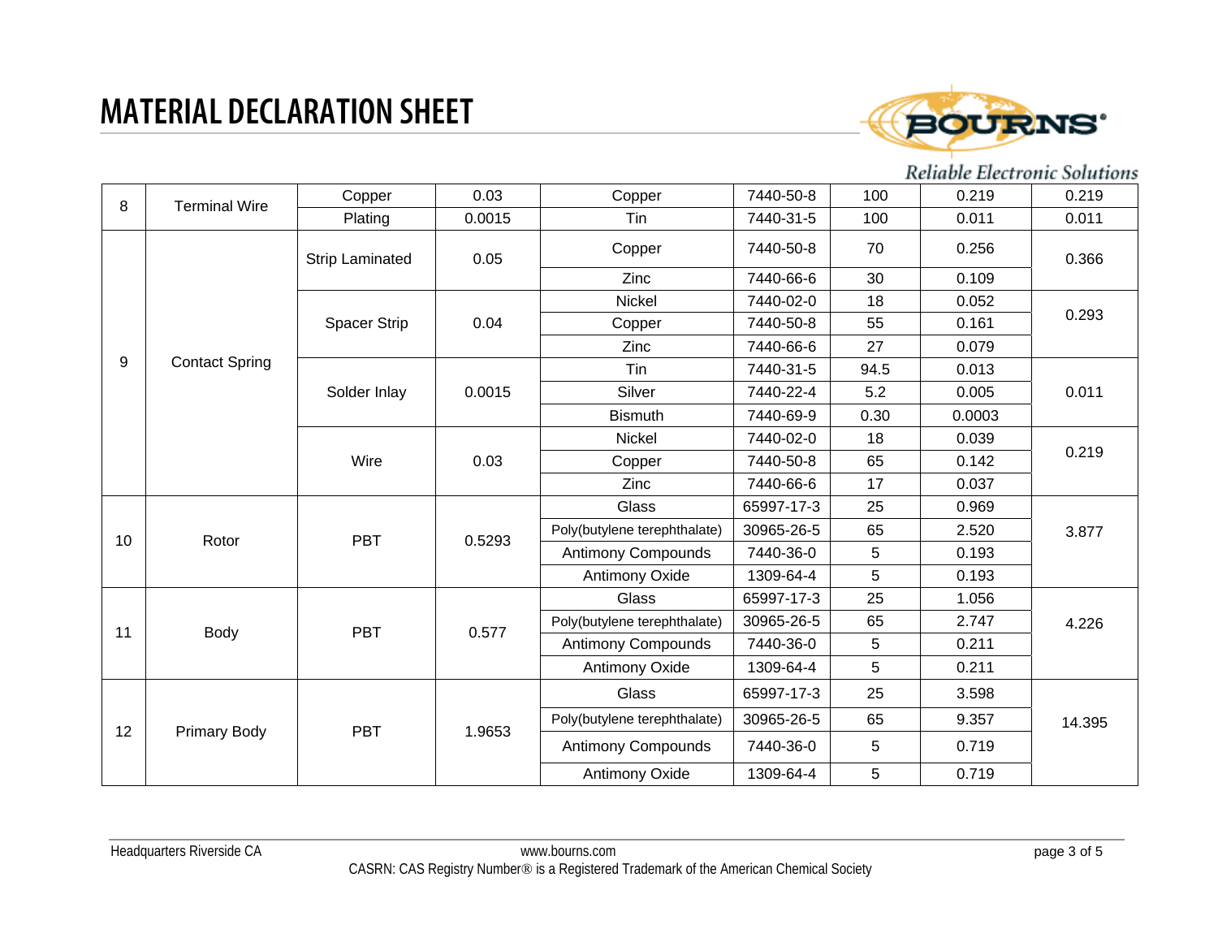# MATERIAL DECLARATION SHEET

Reliable Electronic Solutions

| | | | | | | | | |
|---|---|---|---|---|---|---|---|---|
| 8 | Terminal Wire | Copper | 0.03 | Copper | 7440-50-8 | 100 | 0.219 | 0.219 |
| | | Plating | 0.0015 | Tin | 7440-31-5 | 100 | 0.011 | 0.011 |
| 9 | Contact Spring | Strip Laminated | 0.05 | Copper | 7440-50-8 | 70 | 0.256 | 0.366 |
| | | | | Zinc | 7440-66-6 | 30 | 0.109 | |
| | | Spacer Strip | 0.04 | Nickel | 7440-02-0 | 18 | 0.052 | 0.293 |
| | | | | Copper | 7440-50-8 | 55 | 0.161 | |
| | | | | Zinc | 7440-66-6 | 27 | 0.079 | |
| | | Solder Inlay | 0.0015 | Tin | 7440-31-5 | 94.5 | 0.013 | 0.011 |
| | | | | Silver | 7440-22-4 | 5.2 | 0.005 | |
| | | | | Bismuth | 7440-69-9 | 0.30 | 0.0003 | |
| | | Wire | 0.03 | Nickel | 7440-02-0 | 18 | 0.039 | 0.219 |
| | | | | Copper | 7440-50-8 | 65 | 0.142 | |
| | | | | Zinc | 7440-66-6 | 17 | 0.037 | |
| 10 | Rotor | PBT | 0.5293 | Glass | 65997-17-3 | 25 | 0.969 | 3.877 |
| | | | | Poly(butylene terephthalate) | 30965-26-5 | 65 | 2.520 | |
| | | | | Antimony Compounds | 7440-36-0 | 5 | 0.193 | |
| | | | | Antimony Oxide | 1309-64-4 | 5 | 0.193 | |
| 11 | Body | PBT | 0.577 | Glass | 65997-17-3 | 25 | 1.056 | 4.226 |
| | | | | Poly(butylene terephthalate) | 30965-26-5 | 65 | 2.747 | |
| | | | | Antimony Compounds | 7440-36-0 | 5 | 0.211 | |
| | | | | Antimony Oxide | 1309-64-4 | 5 | 0.211 | |
| 12 | Primary Body | PBT | 1.9653 | Glass | 65997-17-3 | 25 | 3.598 | 14.395 |
| | | | | Poly(butylene terephthalate) | 30965-26-5 | 65 | 9.357 | |
| | | | | Antimony Compounds | 7440-36-0 | 5 | 0.719 | |
| | | | | Antimony Oxide | 1309-64-4 | 5 | 0.719 | |

Headquarters Riverside CA www.bourns.com

CASRN: CAS Registry Number® is a Registered Trademark of the American Chemical Society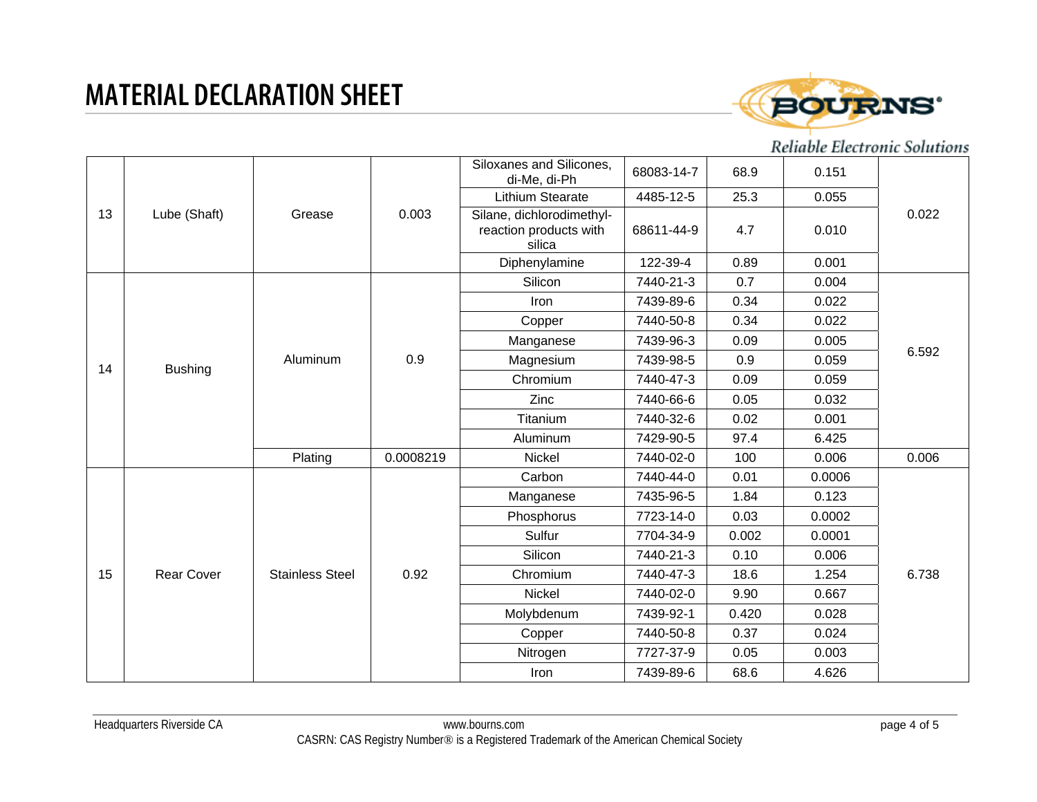# MATERIAL DECLARATION SHEET

Reliable Electronic Solutions

| | | | | | | | | |
|---|---|---|---|---|---|---|---|---|
| 13 | Lube (Shaft) | Grease | 0.003 | Siloxanes and Silicones, di-Me, di-Ph | 68083-14-7 | 68.9 | 0.151 | 0.022 |
| | | | | Lithium Stearate | 4485-12-5 | 25.3 | 0.055 | |
| | | | | Silane, dichlorodimethyl- reaction products with silica | 68611-44-9 | 4.7 | 0.010 | |
| | | | | Diphenylamine | 122-39-4 | 0.89 | 0.001 | |
| 14 | Bushing | Aluminum | 0.9 | Silicon | 7440-21-3 | 0.7 | 0.004 | 6.592 |
| | | | | Iron | 7439-89-6 | 0.34 | 0.022 | |
| | | | | Copper | 7440-50-8 | 0.34 | 0.022 | |
| | | | | Manganese | 7439-96-3 | 0.09 | 0.005 | |
| | | | | Magnesium | 7439-98-5 | 0.9 | 0.059 | |
| | | | | Chromium | 7440-47-3 | 0.09 | 0.059 | |
| | | | | Zinc | 7440-66-6 | 0.05 | 0.032 | |
| | | | | Titanium | 7440-32-6 | 0.02 | 0.001 | |
| | | | | Aluminum | 7429-90-5 | 97.4 | 6.425 | |
| | | Plating | 0.0008219 | Nickel | 7440-02-0 | 100 | 0.006 | 0.006 |
| 15 | Rear Cover | Stainless Steel | 0.92 | Carbon | 7440-44-0 | 0.01 | 0.0006 | 6.738 |
| | | | | Manganese | 7435-96-5 | 1.84 | 0.123 | |
| | | | | Phosphorus | 7723-14-0 | 0.03 | 0.0002 | |
| | | | | Sulfur | 7704-34-9 | 0.002 | 0.0001 | |
| | | | | Silicon | 7440-21-3 | 0.10 | 0.006 | |
| | | | | Chromium | 7440-47-3 | 18.6 | 1.254 | |
| | | | | Nickel | 7440-02-0 | 9.90 | 0.667 | |
| | | | | Molybdenum | 7439-92-1 | 0.420 | 0.028 | |
| | | | | Copper | 7440-50-8 | 0.37 | 0.024 | |
| | | | | Nitrogen | 7727-37-9 | 0.05 | 0.003 | |
| | | | | Iron | 7439-89-6 | 68.6 | 4.626 | |

Headquarters Riverside CA www.bourns.com

CASRN: CAS Registry Number® is a Registered Trademark of the American Chemical Society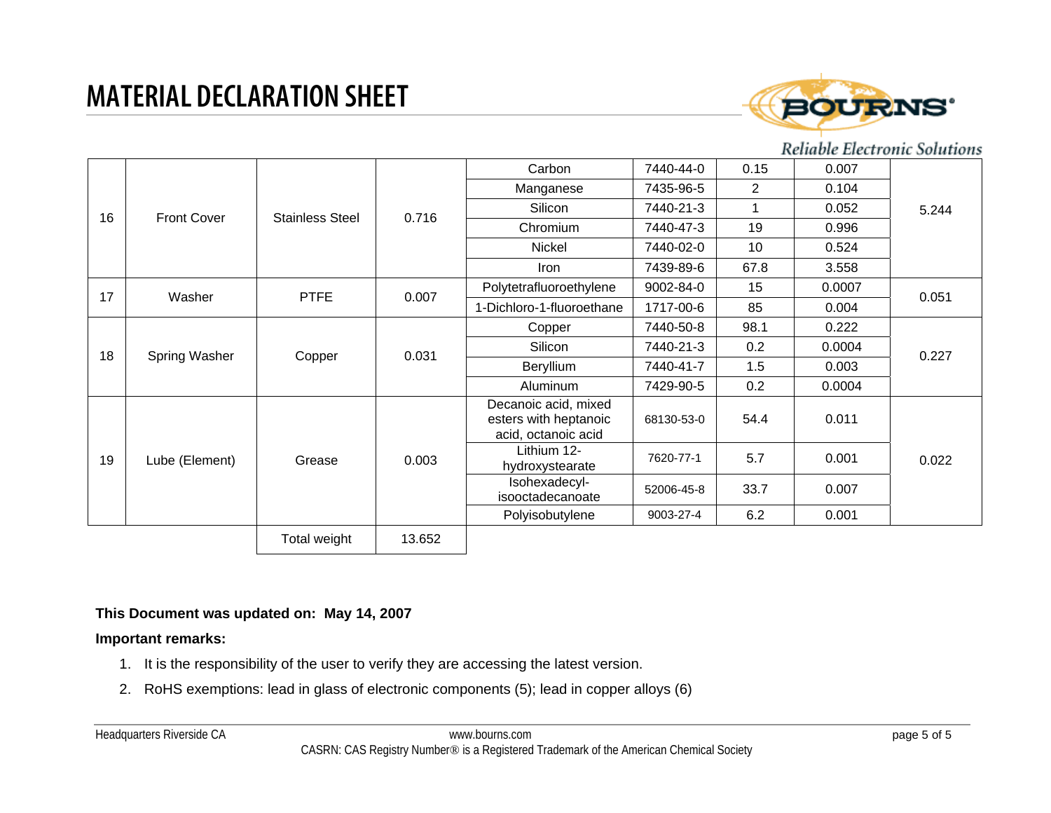# MATERIAL DECLARATION SHEET

| | | | | | | | | |
|---|---|---|---|---|---|---|---|---|
| 16 | Front Cover | Stainless Steel | 0.716 | Carbon | 7440-44-0 | 0.15 | 0.007 | 5.244 |
| | | | | Manganese | 7435-96-5 | 2 | 0.104 | |
| | | | | Silicon | 7440-21-3 | 1 | 0.052 | |
| | | | | Chromium | 7440-47-3 | 19 | 0.996 | |
| | | | | Nickel | 7440-02-0 | 10 | 0.524 | |
| | | | | Iron | 7439-89-6 | 67.8 | 3.558 | |
| 17 | Washer | PTFE | 0.007 | Polytetrafluoroethylene | 9002-84-0 | 15 | 0.0007 | 0.051 |
| | | | | 1-Dichloro-1-fluoroethane | 1717-00-6 | 85 | 0.004 | |
| 18 | Spring Washer | Copper | 0.031 | Copper | 7440-50-8 | 98.1 | 0.222 | 0.227 |
| | | | | Silicon | 7440-21-3 | 0.2 | 0.0004 | |
| | | | | Beryllium | 7440-41-7 | 1.5 | 0.003 | |
| | | | | Aluminum | 7429-90-5 | 0.2 | 0.0004 | |
| 19 | Lube (Element) | Grease | 0.003 | Decanoic acid, mixed esters with heptanoic acid, octanoic acid | 68130-53-0 | 54.4 | 0.011 | 0.022 |
| | | | | Lithium 12-hydroxystearate | 7620-77-1 | 5.7 | 0.001 | |
| | | | | Isohexadecyl-isooctadecanoate | 52006-45-8 | 33.7 | 0.007 | |
| | | | | Polyisobutylene | 9003-27-4 | 6.2 | 0.001 | |
| | | Total weight | 13.652 | | | | | |

**This Document was updated on: May 14, 2007**

**Important remarks:**

1. It is the responsibility of the user to verify they are accessing the latest version.
2. RoHS exemptions: lead in glass of electronic components (5); lead in copper alloys (6)

Headquarters Riverside CA

www.bourns.com

CASRN: CAS Registry Number® is a Registered Trademark of the American Chemical Society